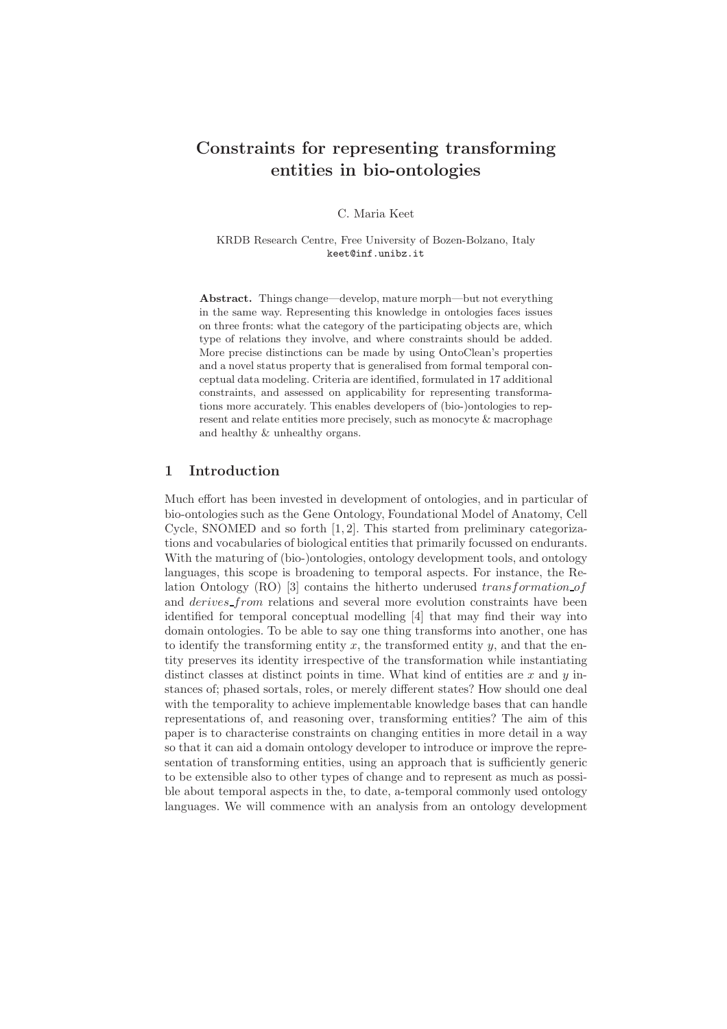# Constraints for representing transforming entities in bio-ontologies

C. Maria Keet

KRDB Research Centre, Free University of Bozen-Bolzano, Italy
keet@inf.unibz.it

**Abstract.** Things change—develop, mature morph—but not everything in the same way. Representing this knowledge in ontologies faces issues on three fronts: what the category of the participating objects are, which type of relations they involve, and where constraints should be added. More precise distinctions can be made by using OntoClean's properties and a novel status property that is generalised from formal temporal conceptual data modeling. Criteria are identified, formulated in 17 additional constraints, and assessed on applicability for representing transformations more accurately. This enables developers of (bio-)ontologies to represent and relate entities more precisely, such as monocyte & macrophage and healthy & unhealthy organs.

## 1 Introduction

Much effort has been invested in development of ontologies, and in particular of bio-ontologies such as the Gene Ontology, Foundational Model of Anatomy, Cell Cycle, SNOMED and so forth [1, 2]. This started from preliminary categorizations and vocabularies of biological entities that primarily focussed on endurants. With the maturing of (bio-)ontologies, ontology development tools, and ontology languages, this scope is broadening to temporal aspects. For instance, the Relation Ontology (RO) [3] contains the hitherto underused *transformation_of* and *derives_from* relations and several more evolution constraints have been identified for temporal conceptual modelling [4] that may find their way into domain ontologies. To be able to say one thing transforms into another, one has to identify the transforming entity $x$, the transformed entity $y$, and that the entity preserves its identity irrespective of the transformation while instantiating distinct classes at distinct points in time. What kind of entities are $x$ and $y$ instances of; phased sortals, roles, or merely different states? How should one deal with the temporality to achieve implementable knowledge bases that can handle representations of, and reasoning over, transforming entities? The aim of this paper is to characterise constraints on changing entities in more detail in a way so that it can aid a domain ontology developer to introduce or improve the representation of transforming entities, using an approach that is sufficiently generic to be extensible also to other types of change and to represent as much as possible about temporal aspects in the, to date, a-temporal commonly used ontology languages. We will commence with an analysis from an ontology development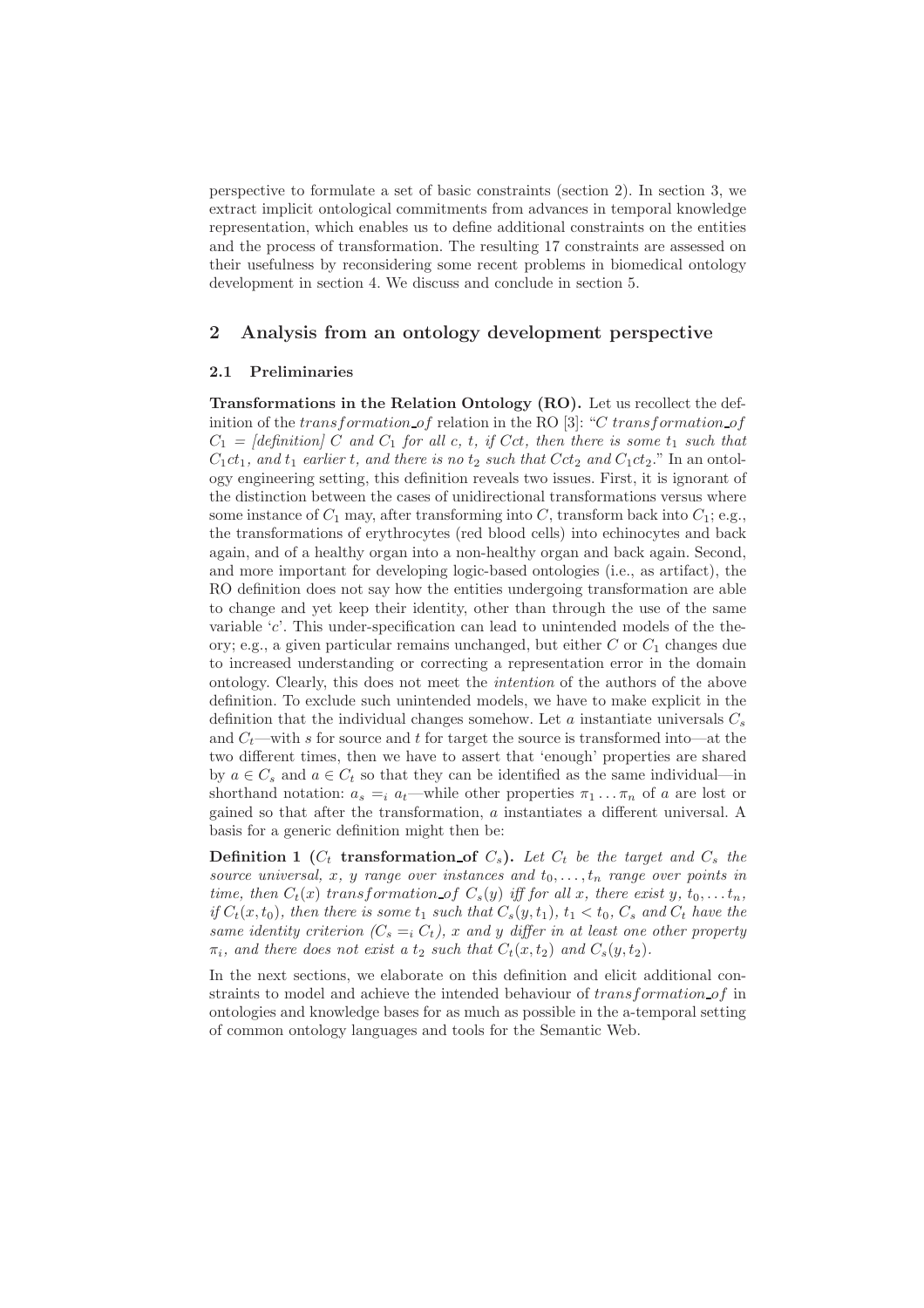perspective to formulate a set of basic constraints (section 2). In section 3, we extract implicit ontological commitments from advances in temporal knowledge representation, which enables us to define additional constraints on the entities and the process of transformation. The resulting 17 constraints are assessed on their usefulness by reconsidering some recent problems in biomedical ontology development in section 4. We discuss and conclude in section 5.

## 2 Analysis from an ontology development perspective

### 2.1 Preliminaries

**Transformations in the Relation Ontology (RO).** Let us recollect the definition of the $transformation\_of$ relation in the RO [3]: "*$C$ $transformation\_of$ $C_1$ = [definition] $C$ and $C_1$ for all $c$, $t$, if $Cct$, then there is some $t_1$ such that $C_1ct_1$, and $t_1$ earlier $t$, and there is no $t_2$ such that $Cct_2$ and $C_1ct_2$.*" In an ontology engineering setting, this definition reveals two issues. First, it is ignorant of the distinction between the cases of unidirectional transformations versus where some instance of $C_1$ may, after transforming into $C$, transform back into $C_1$; e.g., the transformations of erythrocytes (red blood cells) into echinocytes and back again, and of a healthy organ into a non-healthy organ and back again. Second, and more important for developing logic-based ontologies (i.e., as artifact), the RO definition does not say how the entities undergoing transformation are able to change and yet keep their identity, other than through the use of the same variable '$c$'. This under-specification can lead to unintended models of the theory; e.g., a given particular remains unchanged, but either $C$ or $C_1$ changes due to increased understanding or correcting a representation error in the domain ontology. Clearly, this does not meet the *intention* of the authors of the above definition. To exclude such unintended models, we have to make explicit in the definition that the individual changes somehow. Let $a$ instantiate universals $C_s$ and $C_t$—with $s$ for source and $t$ for target the source is transformed into—at the two different times, then we have to assert that 'enough' properties are shared by $a \in C_s$ and $a \in C_t$ so that they can be identified as the same individual—in shorthand notation: $a_s =_i a_t$—while other properties $\pi_1 \ldots \pi_n$ of $a$ are lost or gained so that after the transformation, $a$ instantiates a different universal. A basis for a generic definition might then be:

**Definition 1 ($C_t$ transformation_of $C_s$).** *Let $C_t$ be the target and $C_s$ the source universal, $x$, $y$ range over instances and $t_0, \ldots, t_n$ range over points in time, then $C_t(x)$ $transformation\_of$ $C_s(y)$ iff for all $x$, there exist $y$, $t_0, \ldots t_n$, if $C_t(x, t_0)$, then there is some $t_1$ such that $C_s(y, t_1)$, $t_1 < t_0$, $C_s$ and $C_t$ have the same identity criterion ($C_s =_i C_t$), $x$ and $y$ differ in at least one other property $\pi_i$, and there does not exist a $t_2$ such that $C_t(x, t_2)$ and $C_s(y, t_2)$.*

In the next sections, we elaborate on this definition and elicit additional constraints to model and achieve the intended behaviour of $transformation\_of$ in ontologies and knowledge bases for as much as possible in the a-temporal setting of common ontology languages and tools for the Semantic Web.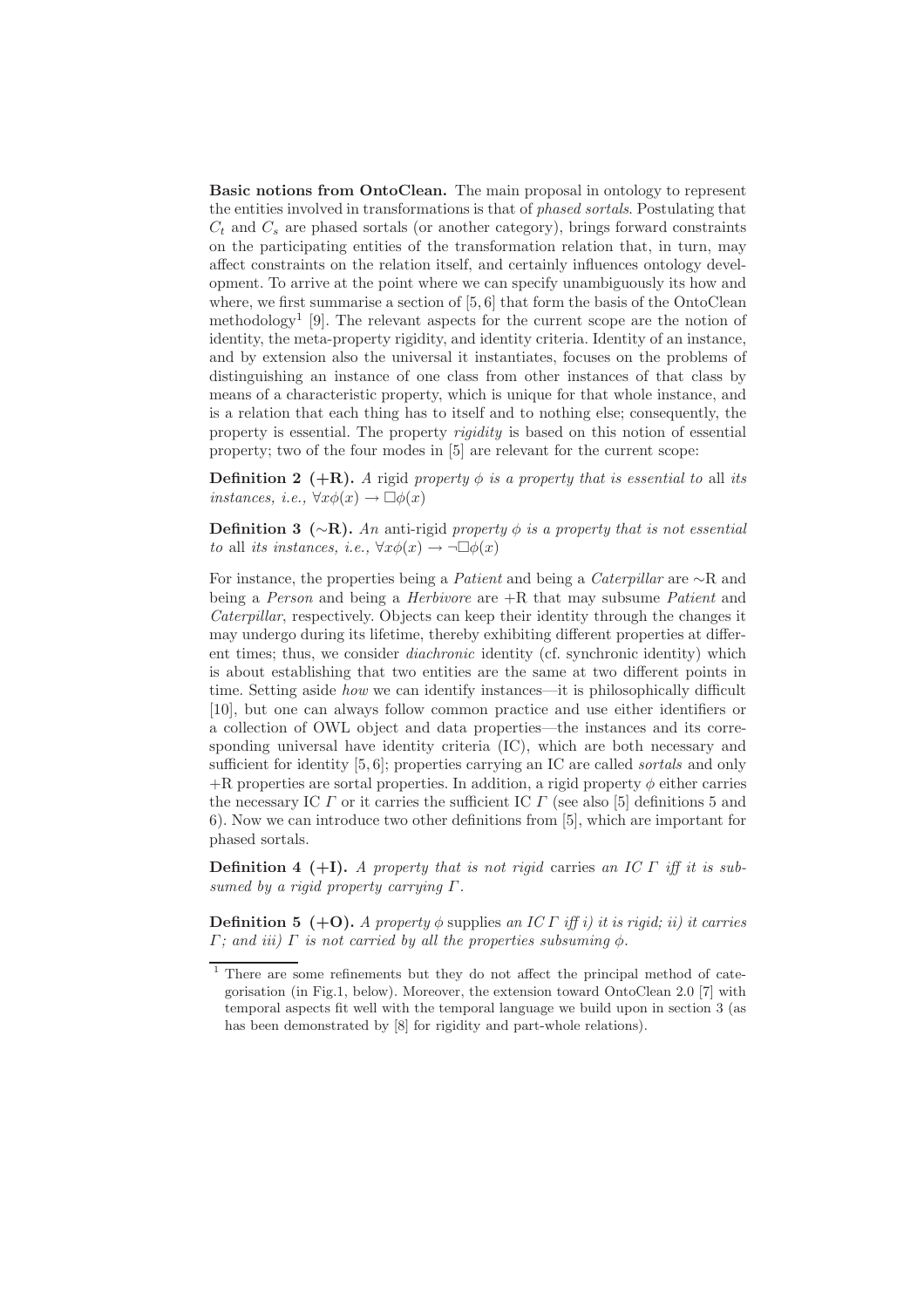**Basic notions from OntoClean.** The main proposal in ontology to represent the entities involved in transformations is that of *phased sortals*. Postulating that $C_t$ and $C_s$ are phased sortals (or another category), brings forward constraints on the participating entities of the transformation relation that, in turn, may affect constraints on the relation itself, and certainly influences ontology development. To arrive at the point where we can specify unambiguously its how and where, we first summarise a section of [5, 6] that form the basis of the OntoClean methodology[1] [9]. The relevant aspects for the current scope are the notion of identity, the meta-property rigidity, and identity criteria. Identity of an instance, and by extension also the universal it instantiates, focuses on the problems of distinguishing an instance of one class from other instances of that class by means of a characteristic property, which is unique for that whole instance, and is a relation that each thing has to itself and to nothing else; consequently, the property is essential. The property *rigidity* is based on this notion of essential property; two of the four modes in [5] are relevant for the current scope:

**Definition 2 (+R).** *A* rigid *property $\phi$ is a property that is essential to* all *its instances, i.e., $\forall x \phi(x) \rightarrow \Box\phi(x)$*

**Definition 3 (∼R).** *An* anti-rigid *property $\phi$ is a property that is not essential to* all *its instances, i.e., $\forall x \phi(x) \rightarrow \neg\Box\phi(x)$*

For instance, the properties being a *Patient* and being a *Caterpillar* are ∼R and being a *Person* and being a *Herbivore* are +R that may subsume *Patient* and *Caterpillar*, respectively. Objects can keep their identity through the changes it may undergo during its lifetime, thereby exhibiting different properties at different times; thus, we consider *diachronic* identity (cf. synchronic identity) which is about establishing that two entities are the same at two different points in time. Setting aside *how* we can identify instances—it is philosophically difficult [10], but one can always follow common practice and use either identifiers or a collection of OWL object and data properties—the instances and its corresponding universal have identity criteria (IC), which are both necessary and sufficient for identity [5, 6]; properties carrying an IC are called *sortals* and only +R properties are sortal properties. In addition, a rigid property $\phi$ either carries the necessary IC $\Gamma$ or it carries the sufficient IC $\Gamma$ (see also [5] definitions 5 and 6). Now we can introduce two other definitions from [5], which are important for phased sortals.

**Definition 4 (+I).** *A property that is not rigid* carries *an IC $\Gamma$ iff it is subsumed by a rigid property carrying $\Gamma$.*

**Definition 5 (+O).** *A property $\phi$* supplies *an IC $\Gamma$ iff i) it is rigid; ii) it carries $\Gamma$; and iii) $\Gamma$ is not carried by all the properties subsuming $\phi$.*

[1] There are some refinements but they do not affect the principal method of categorisation (in Fig.1, below). Moreover, the extension toward OntoClean 2.0 [7] with temporal aspects fit well with the temporal language we build upon in section 3 (as has been demonstrated by [8] for rigidity and part-whole relations).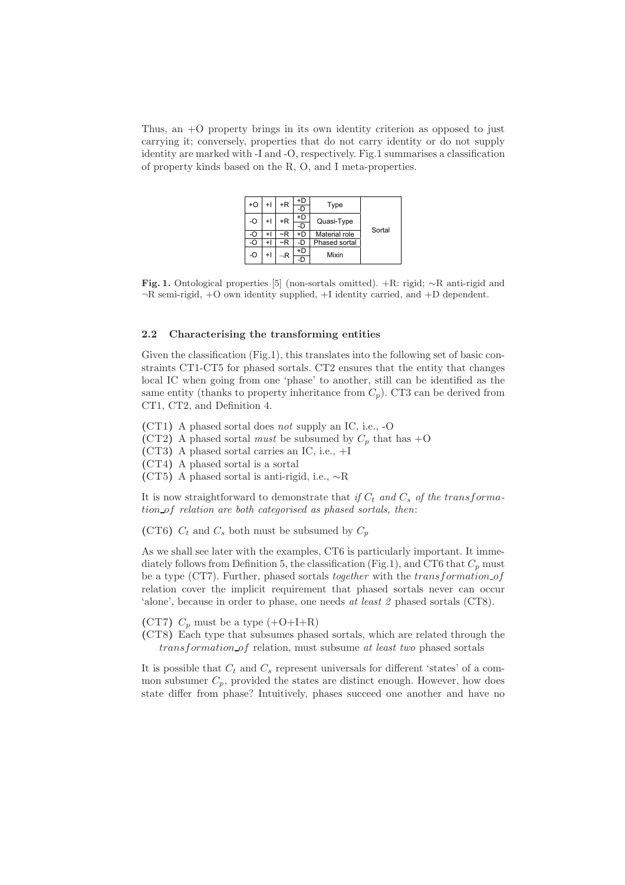Thus, an +O property brings in its own identity criterion as opposed to just carrying it; conversely, properties that do not carry identity or do not supply identity are marked with -I and -O, respectively. Fig.1 summarises a classification of property kinds based on the R, O, and I meta-properties.

| O | I | R | D | Property kind | |
|---|---|---|---|---|---|
| +O | +I | +R | +D | Type | Sortal |
| | | | -D | | |
| -O | +I | +R | +D | Quasi-Type | |
| | | | -D | | |
| -O | +I | ~R | +D | Material role | |
| -O | +I | ~R | -D | Phased sortal | |
| -O | +I | ¬R | +D | Mixin | |
| | | | -D | | |

**Fig. 1.** Ontological properties [5] (non-sortals omitted). +R: rigid; ∼R anti-rigid and ¬R semi-rigid, +O own identity supplied, +I identity carried, and +D dependent.

### 2.2 Characterising the transforming entities

Given the classification (Fig.1), this translates into the following set of basic constraints CT1-CT5 for phased sortals. CT2 ensures that the entity that changes local IC when going from one 'phase' to another, still can be identified as the same entity (thanks to property inheritance from $C_p$). CT3 can be derived from CT1, CT2, and Definition 4.

(CT1) A phased sortal does *not* supply an IC, i.e., -O
(CT2) A phased sortal *must* be subsumed by $C_p$ that has +O
(CT3) A phased sortal carries an IC, i.e., +I
(CT4) A phased sortal is a sortal
(CT5) A phased sortal is anti-rigid, i.e., ∼R

It is now straightforward to demonstrate that *if $C_t$ and $C_s$ of the $transformation\_of$ relation are both categorised as phased sortals, then*:

(CT6) $C_t$ and $C_s$ both must be subsumed by $C_p$

As we shall see later with the examples, CT6 is particularly important. It immediately follows from Definition 5, the classification (Fig.1), and CT6 that $C_p$ must be a type (CT7). Further, phased sortals *together* with the $transformation\_of$ relation cover the implicit requirement that phased sortals never can occur 'alone', because in order to phase, one needs *at least 2* phased sortals (CT8).

(CT7) $C_p$ must be a type (+O+I+R)
(CT8) Each type that subsumes phased sortals, which are related through the $transformation\_of$ relation, must subsume *at least two* phased sortals

It is possible that $C_t$ and $C_s$ represent universals for different 'states' of a common subsumer $C_p$, provided the states are distinct enough. However, how does state differ from phase? Intuitively, phases succeed one another and have no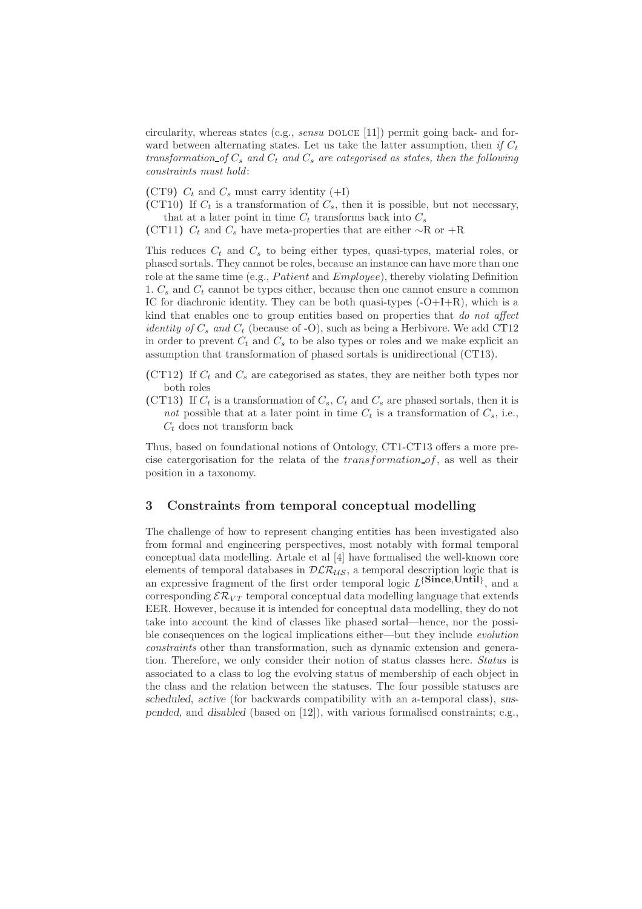circularity, whereas states (e.g., *sensu* DOLCE [11]) permit going back- and forward between alternating states. Let us take the latter assumption, then *if $C_t$ transformation_of $C_s$ and $C_t$ and $C_s$ are categorised as states, then the following constraints must hold*:

(CT9) $C_t$ and $C_s$ must carry identity (+I)

(CT10) If $C_t$ is a transformation of $C_s$, then it is possible, but not necessary, that at a later point in time $C_t$ transforms back into $C_s$

(CT11) $C_t$ and $C_s$ have meta-properties that are either ∼R or +R

This reduces $C_t$ and $C_s$ to being either types, quasi-types, material roles, or phased sortals. They cannot be roles, because an instance can have more than one role at the same time (e.g., *Patient* and *Employee*), thereby violating Definition 1. $C_s$ and $C_t$ cannot be types either, because then one cannot ensure a common IC for diachronic identity. They can be both quasi-types (-O+I+R), which is a kind that enables one to group entities based on properties that *do not affect identity of $C_s$ and $C_t$* (because of -O), such as being a Herbivore. We add CT12 in order to prevent $C_t$ and $C_s$ to be also types or roles and we make explicit an assumption that transformation of phased sortals is unidirectional (CT13).

(CT12) If $C_t$ and $C_s$ are categorised as states, they are neither both types nor both roles

(CT13) If $C_t$ is a transformation of $C_s$, $C_t$ and $C_s$ are phased sortals, then it is *not* possible that at a later point in time $C_t$ is a transformation of $C_s$, i.e., $C_t$ does not transform back

Thus, based on foundational notions of Ontology, CT1-CT13 offers a more precise catergorisation for the relata of the $transformation\_of$, as well as their position in a taxonomy.

## 3 Constraints from temporal conceptual modelling

The challenge of how to represent changing entities has been investigated also from formal and engineering perspectives, most notably with formal temporal conceptual data modelling. Artale et al [4] have formalised the well-known core elements of temporal databases in $\mathcal{DLR}_{\mathcal{US}}$, a temporal description logic that is an expressive fragment of the first order temporal logic $L^{\{\textbf{Since},\textbf{Until}\}}$, and a corresponding $\mathcal{ER}_{VT}$ temporal conceptual data modelling language that extends EER. However, because it is intended for conceptual data modelling, they do not take into account the kind of classes like phased sortal—hence, nor the possible consequences on the logical implications either—but they include *evolution constraints* other than transformation, such as dynamic extension and generation. Therefore, we only consider their notion of status classes here. *Status* is associated to a class to log the evolving status of membership of each object in the class and the relation between the statuses. The four possible statuses are *scheduled*, *active* (for backwards compatibility with an a-temporal class), *suspended*, and *disabled* (based on [12]), with various formalised constraints; e.g.,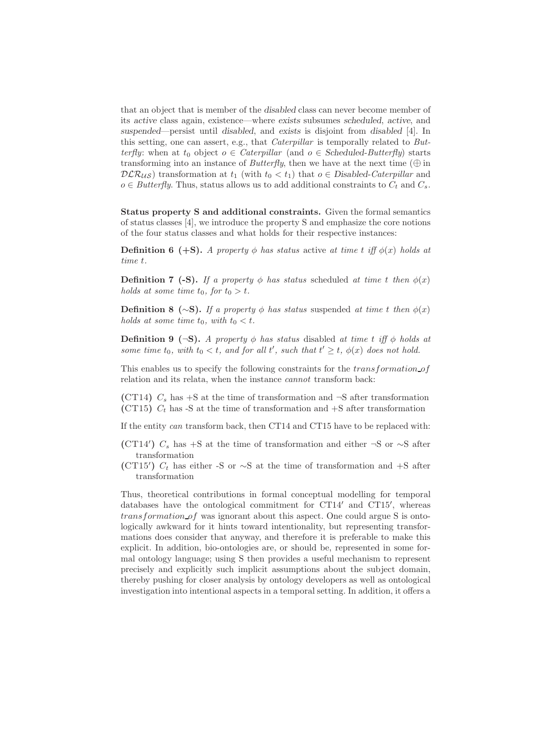that an object that is member of the *disabled* class can never become member of its *active* class again, existence—where *exists* subsumes *scheduled*, *active*, and *suspended*—persist until *disabled*, and *exists* is disjoint from *disabled* [4]. In this setting, one can assert, e.g., that *Caterpillar* is temporally related to *Butterfly*: when at $t_0$ object $o \in$ *Caterpillar* (and $o \in$ *Scheduled-Butterfly*) starts transforming into an instance of *Butterfly*, then we have at the next time ($\oplus$ in $\mathcal{DLR}_{\mathcal{US}}$) transformation at $t_1$ (with $t_0 < t_1$) that $o \in$ *Disabled-Caterpillar* and $o \in$ *Butterfly*. Thus, status allows us to add additional constraints to $C_t$ and $C_s$.

**Status property S and additional constraints.** Given the formal semantics of status classes [4], we introduce the property S and emphasize the core notions of the four status classes and what holds for their respective instances:

**Definition 6 (+S).** *A property $\phi$ has status* active *at time $t$ iff $\phi(x)$ holds at time $t$.*

**Definition 7 (-S).** *If a property $\phi$ has status* scheduled *at time $t$ then $\phi(x)$ holds at some time $t_0$, for $t_0 > t$.*

**Definition 8 ($\sim$S).** *If a property $\phi$ has status* suspended *at time $t$ then $\phi(x)$ holds at some time $t_0$, with $t_0 < t$.*

**Definition 9 ($\neg$S).** *A property $\phi$ has status* disabled *at time $t$ iff $\phi$ holds at some time $t_0$, with $t_0 < t$, and for all $t'$, such that $t' \geq t$, $\phi(x)$ does not hold.*

This enables us to specify the following constraints for the $transformation\_of$ relation and its relata, when the instance *cannot* transform back:

(CT14) $C_s$ has +S at the time of transformation and $\neg$S after transformation
(CT15) $C_t$ has -S at the time of transformation and +S after transformation

If the entity *can* transform back, then CT14 and CT15 have to be replaced with:

(CT14′) $C_s$ has +S at the time of transformation and either $\neg$S or $\sim$S after transformation
(CT15′) $C_t$ has either -S or $\sim$S at the time of transformation and +S after transformation

Thus, theoretical contributions in formal conceptual modelling for temporal databases have the ontological commitment for CT14′ and CT15′, whereas $transformation\_of$ was ignorant about this aspect. One could argue S is ontologically awkward for it hints toward intentionality, but representing transformations does consider that anyway, and therefore it is preferable to make this explicit. In addition, bio-ontologies are, or should be, represented in some formal ontology language; using S then provides a useful mechanism to represent precisely and explicitly such implicit assumptions about the subject domain, thereby pushing for closer analysis by ontology developers as well as ontological investigation into intentional aspects in a temporal setting. In addition, it offers a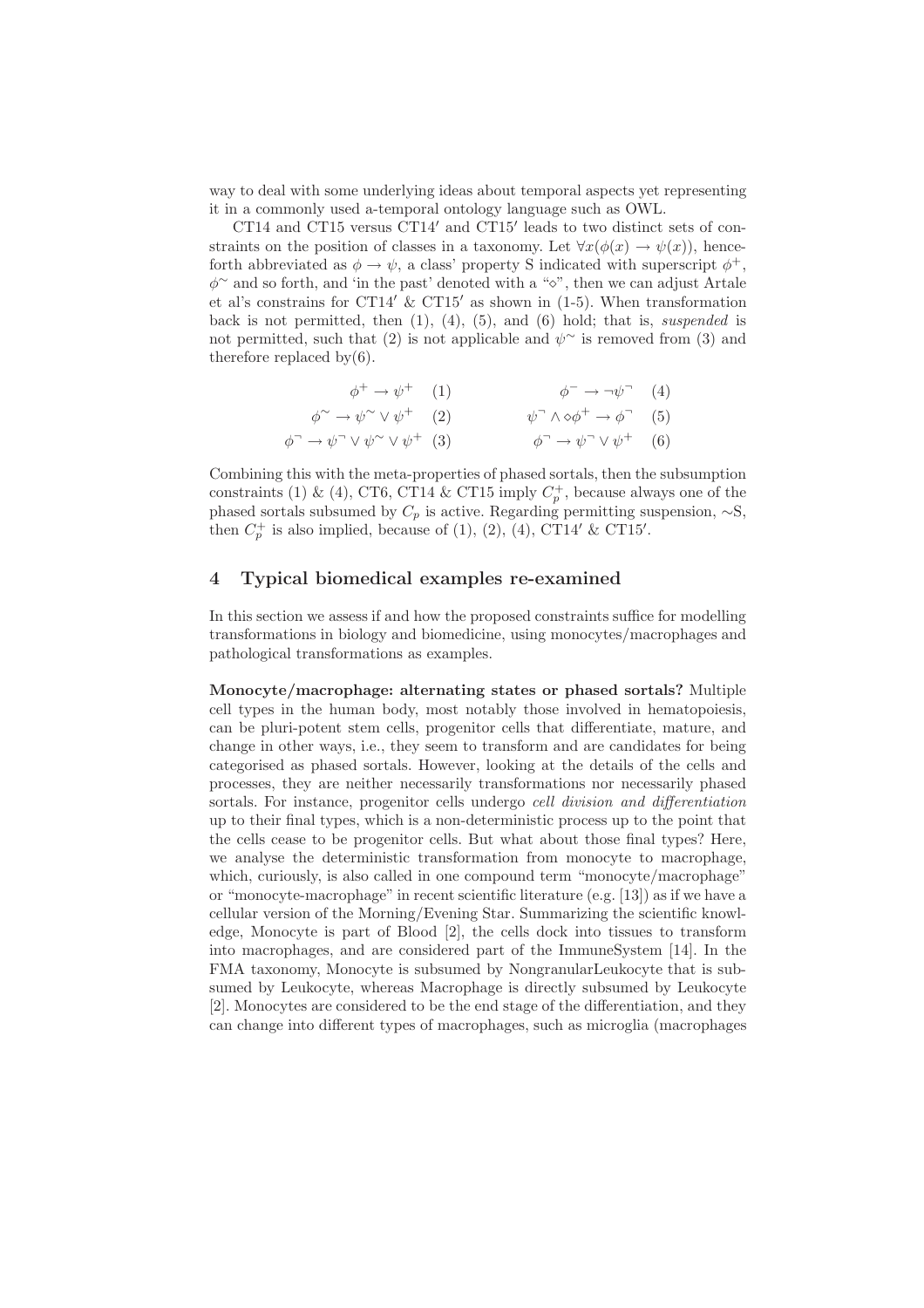way to deal with some underlying ideas about temporal aspects yet representing it in a commonly used a-temporal ontology language such as OWL.

CT14 and CT15 versus CT14′ and CT15′ leads to two distinct sets of constraints on the position of classes in a taxonomy. Let $\forall x(\phi(x) \rightarrow \psi(x))$, henceforth abbreviated as $\phi \rightarrow \psi$, a class' property S indicated with superscript $\phi^{+}$, $\phi^{\sim}$ and so forth, and 'in the past' denoted with a "$\diamond$", then we can adjust Artale et al's constrains for CT14′ & CT15′ as shown in (1-5). When transformation back is not permitted, then (1), (4), (5), and (6) hold; that is, *suspended* is not permitted, such that (2) is not applicable and $\psi^{\sim}$ is removed from (3) and therefore replaced by(6).

$$\phi^{+} \rightarrow \psi^{+} \quad (1) \qquad\qquad \phi^{-} \rightarrow \neg\psi^{\neg} \quad (4)$$

$$\phi^{\sim} \rightarrow \psi^{\sim} \vee \psi^{+} \quad (2) \qquad\qquad \psi^{\neg} \wedge \diamond\phi^{+} \rightarrow \phi^{\neg} \quad (5)$$

$$\phi^{\neg} \rightarrow \psi^{\neg} \vee \psi^{\sim} \vee \psi^{+} \quad (3) \qquad\qquad \phi^{\neg} \rightarrow \psi^{\neg} \vee \psi^{+} \quad (6)$$

Combining this with the meta-properties of phased sortals, then the subsumption constraints (1) & (4), CT6, CT14 & CT15 imply $C_p^{+}$, because always one of the phased sortals subsumed by $C_p$ is active. Regarding permitting suspension, $\sim$S, then $C_p^{+}$ is also implied, because of (1), (2), (4), CT14′ & CT15′.

## 4 Typical biomedical examples re-examined

In this section we assess if and how the proposed constraints suffice for modelling transformations in biology and biomedicine, using monocytes/macrophages and pathological transformations as examples.

**Monocyte/macrophage: alternating states or phased sortals?** Multiple cell types in the human body, most notably those involved in hematopoiesis, can be pluri-potent stem cells, progenitor cells that differentiate, mature, and change in other ways, i.e., they seem to transform and are candidates for being categorised as phased sortals. However, looking at the details of the cells and processes, they are neither necessarily transformations nor necessarily phased sortals. For instance, progenitor cells undergo *cell division and differentiation* up to their final types, which is a non-deterministic process up to the point that the cells cease to be progenitor cells. But what about those final types? Here, we analyse the deterministic transformation from monocyte to macrophage, which, curiously, is also called in one compound term "monocyte/macrophage" or "monocyte-macrophage" in recent scientific literature (e.g. [13]) as if we have a cellular version of the Morning/Evening Star. Summarizing the scientific knowledge, Monocyte is part of Blood [2], the cells dock into tissues to transform into macrophages, and are considered part of the ImmuneSystem [14]. In the FMA taxonomy, Monocyte is subsumed by NongranularLeukocyte that is subsumed by Leukocyte, whereas Macrophage is directly subsumed by Leukocyte [2]. Monocytes are considered to be the end stage of the differentiation, and they can change into different types of macrophages, such as microglia (macrophages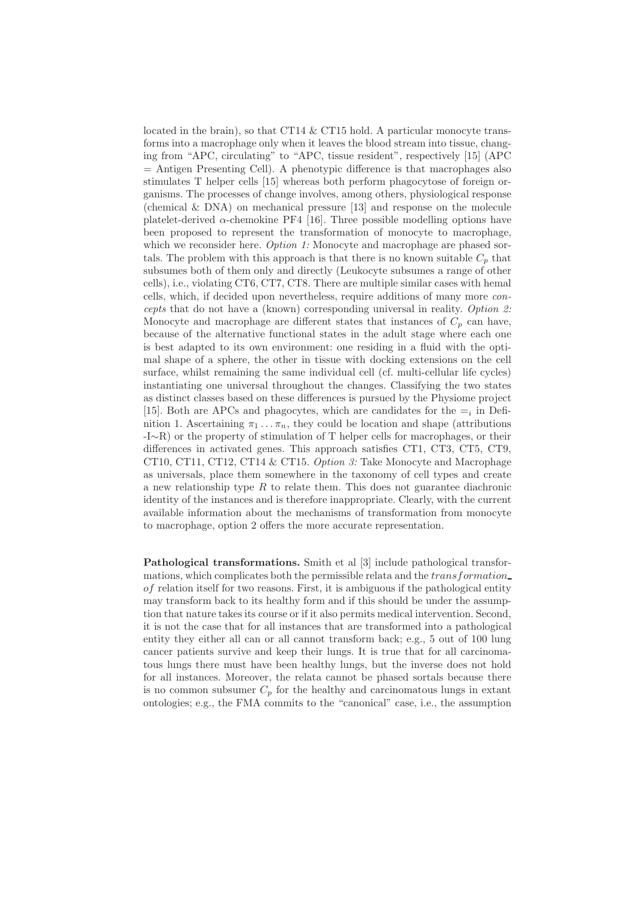located in the brain), so that CT14 & CT15 hold. A particular monocyte transforms into a macrophage only when it leaves the blood stream into tissue, changing from "APC, circulating" to "APC, tissue resident", respectively [15] (APC = Antigen Presenting Cell). A phenotypic difference is that macrophages also stimulates T helper cells [15] whereas both perform phagocytose of foreign organisms. The processes of change involves, among others, physiological response (chemical & DNA) on mechanical pressure [13] and response on the molecule platelet-derived $\alpha$-chemokine PF4 [16]. Three possible modelling options have been proposed to represent the transformation of monocyte to macrophage, which we reconsider here. *Option 1:* Monocyte and macrophage are phased sortals. The problem with this approach is that there is no known suitable $C_p$ that subsumes both of them only and directly (Leukocyte subsumes a range of other cells), i.e., violating CT6, CT7, CT8. There are multiple similar cases with hemal cells, which, if decided upon nevertheless, require additions of many more *concepts* that do not have a (known) corresponding universal in reality. *Option 2:* Monocyte and macrophage are different states that instances of $C_p$ can have, because of the alternative functional states in the adult stage where each one is best adapted to its own environment: one residing in a fluid with the optimal shape of a sphere, the other in tissue with docking extensions on the cell surface, whilst remaining the same individual cell (cf. multi-cellular life cycles) instantiating one universal throughout the changes. Classifying the two states as distinct classes based on these differences is pursued by the Physiome project [15]. Both are APCs and phagocytes, which are candidates for the $=_i$ in Definition 1. Ascertaining $\pi_1 \ldots \pi_n$, they could be location and shape (attributions -I∼R) or the property of stimulation of T helper cells for macrophages, or their differences in activated genes. This approach satisfies CT1, CT3, CT5, CT9, CT10, CT11, CT12, CT14 & CT15. *Option 3:* Take Monocyte and Macrophage as universals, place them somewhere in the taxonomy of cell types and create a new relationship type $R$ to relate them. This does not guarantee diachronic identity of the instances and is therefore inappropriate. Clearly, with the current available information about the mechanisms of transformation from monocyte to macrophage, option 2 offers the more accurate representation.

**Pathological transformations.** Smith et al [3] include pathological transformations, which complicates both the permissible relata and the $transformation\_of$ relation itself for two reasons. First, it is ambiguous if the pathological entity may transform back to its healthy form and if this should be under the assumption that nature takes its course or if it also permits medical intervention. Second, it is not the case that for all instances that are transformed into a pathological entity they either all can or all cannot transform back; e.g., 5 out of 100 lung cancer patients survive and keep their lungs. It is true that for all carcinomatous lungs there must have been healthy lungs, but the inverse does not hold for all instances. Moreover, the relata cannot be phased sortals because there is no common subsumer $C_p$ for the healthy and carcinomatous lungs in extant ontologies; e.g., the FMA commits to the "canonical" case, i.e., the assumption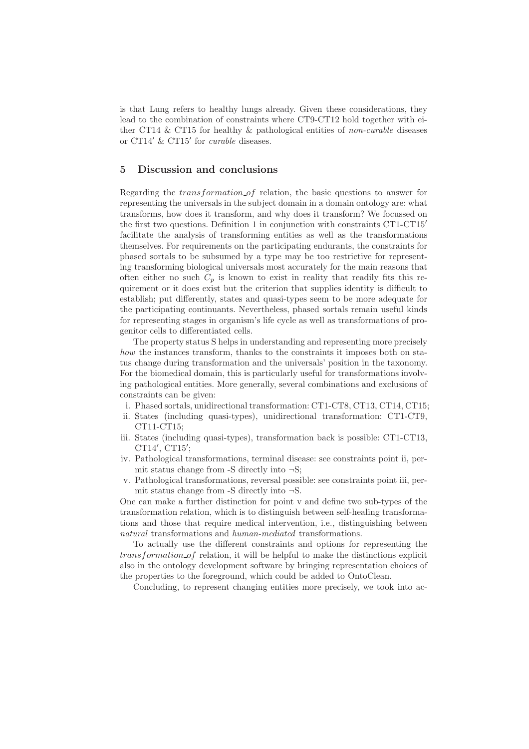is that Lung refers to healthy lungs already. Given these considerations, they lead to the combination of constraints where CT9-CT12 hold together with either CT14 & CT15 for healthy & pathological entities of *non-curable* diseases or CT14′ & CT15′ for *curable* diseases.

## 5 Discussion and conclusions

Regarding the $transformation\_of$ relation, the basic questions to answer for representing the universals in the subject domain in a domain ontology are: what transforms, how does it transform, and why does it transform? We focussed on the first two questions. Definition 1 in conjunction with constraints CT1-CT15′ facilitate the analysis of transforming entities as well as the transformations themselves. For requirements on the participating endurants, the constraints for phased sortals to be subsumed by a type may be too restrictive for representing transforming biological universals most accurately for the main reasons that often either no such $C_p$ is known to exist in reality that readily fits this requirement or it does exist but the criterion that supplies identity is difficult to establish; put differently, states and quasi-types seem to be more adequate for the participating continuants. Nevertheless, phased sortals remain useful kinds for representing stages in organism's life cycle as well as transformations of progenitor cells to differentiated cells.

The property status S helps in understanding and representing more precisely *how* the instances transform, thanks to the constraints it imposes both on status change during transformation and the universals' position in the taxonomy. For the biomedical domain, this is particularly useful for transformations involving pathological entities. More generally, several combinations and exclusions of constraints can be given:

i. Phased sortals, unidirectional transformation: CT1-CT8, CT13, CT14, CT15;
ii. States (including quasi-types), unidirectional transformation: CT1-CT9, CT11-CT15;
iii. States (including quasi-types), transformation back is possible: CT1-CT13, CT14′, CT15′;
iv. Pathological transformations, terminal disease: see constraints point ii, permit status change from -S directly into ¬S;
v. Pathological transformations, reversal possible: see constraints point iii, permit status change from -S directly into ¬S.

One can make a further distinction for point v and define two sub-types of the transformation relation, which is to distinguish between self-healing transformations and those that require medical intervention, i.e., distinguishing between *natural* transformations and *human-mediated* transformations.

To actually use the different constraints and options for representing the $transformation\_of$ relation, it will be helpful to make the distinctions explicit also in the ontology development software by bringing representation choices of the properties to the foreground, which could be added to OntoClean.

Concluding, to represent changing entities more precisely, we took into ac-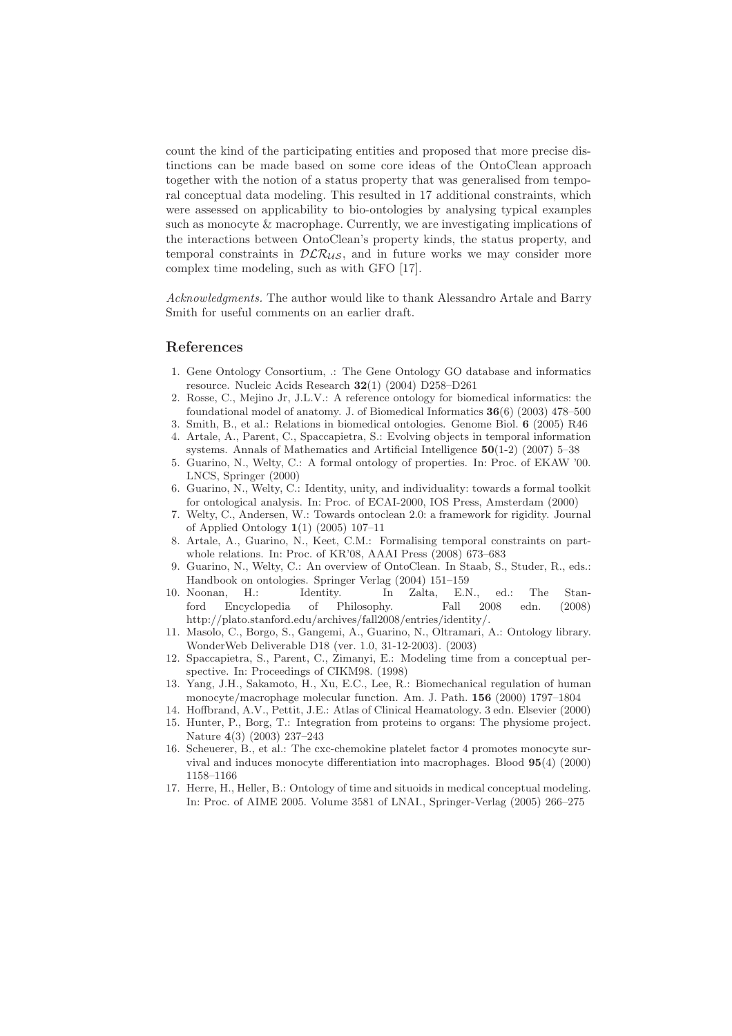count the kind of the participating entities and proposed that more precise distinctions can be made based on some core ideas of the OntoClean approach together with the notion of a status property that was generalised from temporal conceptual data modeling. This resulted in 17 additional constraints, which were assessed on applicability to bio-ontologies by analysing typical examples such as monocyte & macrophage. Currently, we are investigating implications of the interactions between OntoClean's property kinds, the status property, and temporal constraints in $\mathcal{DLR}_{\mathcal{US}}$, and in future works we may consider more complex time modeling, such as with GFO [17].

*Acknowledgments.* The author would like to thank Alessandro Artale and Barry Smith for useful comments on an earlier draft.

## References

1. Gene Ontology Consortium, .: The Gene Ontology GO database and informatics resource. Nucleic Acids Research **32**(1) (2004) D258–D261
2. Rosse, C., Mejino Jr, J.L.V.: A reference ontology for biomedical informatics: the foundational model of anatomy. J. of Biomedical Informatics **36**(6) (2003) 478–500
3. Smith, B., et al.: Relations in biomedical ontologies. Genome Biol. **6** (2005) R46
4. Artale, A., Parent, C., Spaccapietra, S.: Evolving objects in temporal information systems. Annals of Mathematics and Artificial Intelligence **50**(1-2) (2007) 5–38
5. Guarino, N., Welty, C.: A formal ontology of properties. In: Proc. of EKAW '00. LNCS, Springer (2000)
6. Guarino, N., Welty, C.: Identity, unity, and individuality: towards a formal toolkit for ontological analysis. In: Proc. of ECAI-2000, IOS Press, Amsterdam (2000)
7. Welty, C., Andersen, W.: Towards ontoclean 2.0: a framework for rigidity. Journal of Applied Ontology **1**(1) (2005) 107–11
8. Artale, A., Guarino, N., Keet, C.M.: Formalising temporal constraints on part-whole relations. In: Proc. of KR'08, AAAI Press (2008) 673–683
9. Guarino, N., Welty, C.: An overview of OntoClean. In Staab, S., Studer, R., eds.: Handbook on ontologies. Springer Verlag (2004) 151–159
10. Noonan, H.: Identity. In Zalta, E.N., ed.: The Stanford Encyclopedia of Philosophy. Fall 2008 edn. (2008) http://plato.stanford.edu/archives/fall2008/entries/identity/.
11. Masolo, C., Borgo, S., Gangemi, A., Guarino, N., Oltramari, A.: Ontology library. WonderWeb Deliverable D18 (ver. 1.0, 31-12-2003). (2003)
12. Spaccapietra, S., Parent, C., Zimanyi, E.: Modeling time from a conceptual perspective. In: Proceedings of CIKM98. (1998)
13. Yang, J.H., Sakamoto, H., Xu, E.C., Lee, R.: Biomechanical regulation of human monocyte/macrophage molecular function. Am. J. Path. **156** (2000) 1797–1804
14. Hoffbrand, A.V., Pettit, J.E.: Atlas of Clinical Heamatology. 3 edn. Elsevier (2000)
15. Hunter, P., Borg, T.: Integration from proteins to organs: The physiome project. Nature **4**(3) (2003) 237–243
16. Scheuerer, B., et al.: The cxc-chemokine platelet factor 4 promotes monocyte survival and induces monocyte differentiation into macrophages. Blood **95**(4) (2000) 1158–1166
17. Herre, H., Heller, B.: Ontology of time and situoids in medical conceptual modeling. In: Proc. of AIME 2005. Volume 3581 of LNAI., Springer-Verlag (2005) 266–275